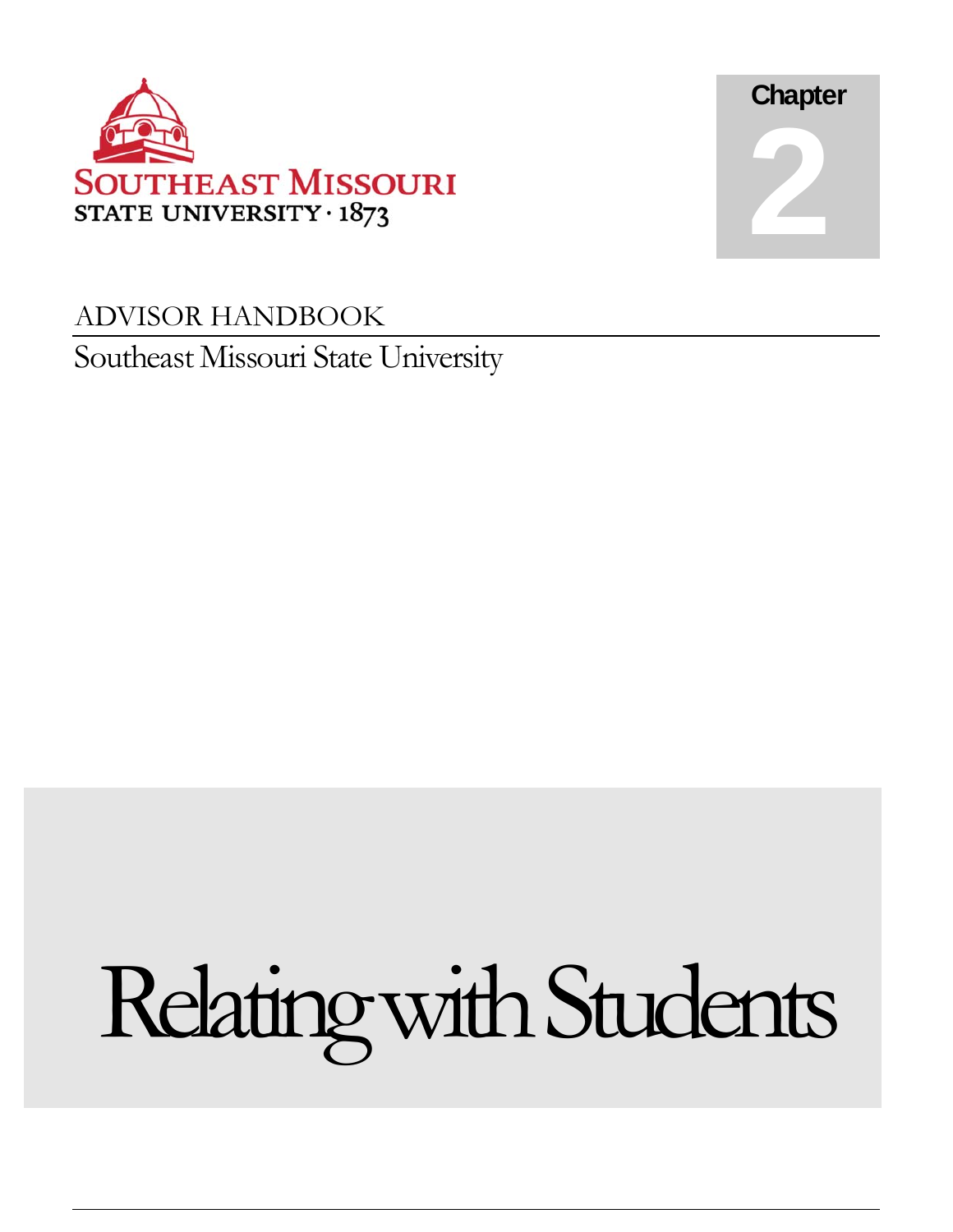SOUTHEAST MISSOURI
STATE UNIVERSITY · 1873

Chapter
2

ADVISOR HANDBOOK

Southeast Missouri State University

# Relating with Students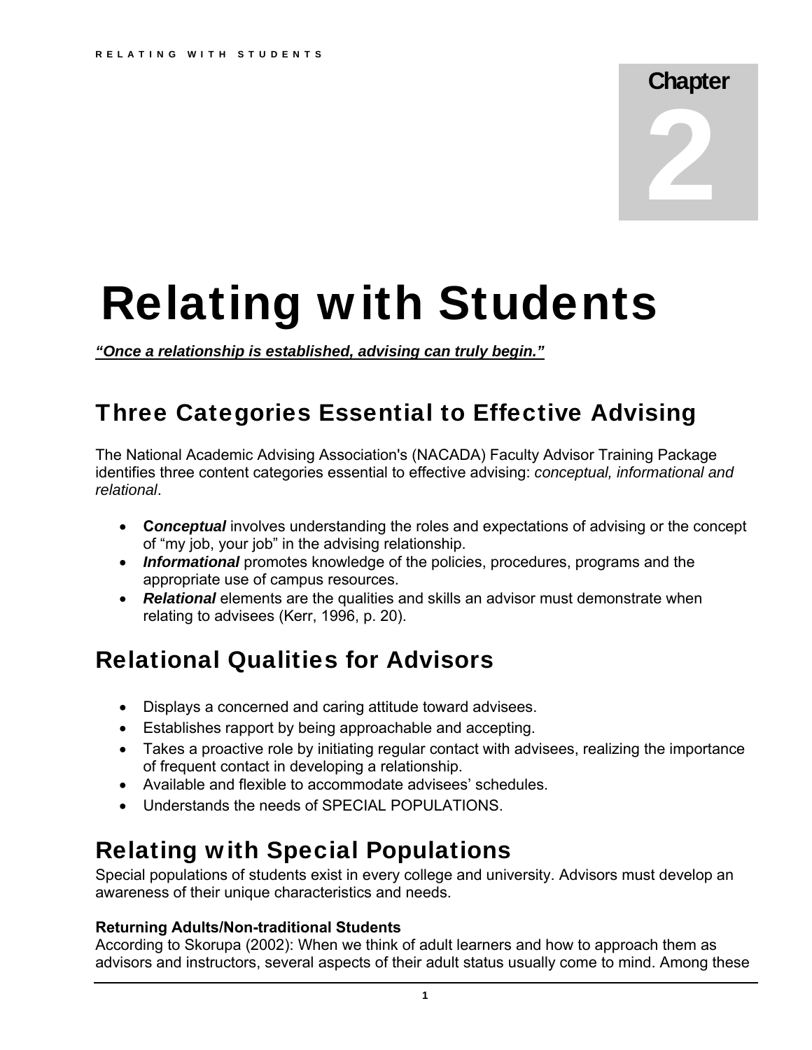Chapter

2

# Relating with Students

***<u>"Once a relationship is established, advising can truly begin."</u>***

## Three Categories Essential to Effective Advising

The National Academic Advising Association's (NACADA) Faculty Advisor Training Package identifies three content categories essential to effective advising: *conceptual, informational and relational*.

- **C*onceptual*** involves understanding the roles and expectations of advising or the concept of "my job, your job" in the advising relationship.
- ***Informational*** promotes knowledge of the policies, procedures, programs and the appropriate use of campus resources.
- ***Relational*** elements are the qualities and skills an advisor must demonstrate when relating to advisees (Kerr, 1996, p. 20).

## Relational Qualities for Advisors

- Displays a concerned and caring attitude toward advisees.
- Establishes rapport by being approachable and accepting.
- Takes a proactive role by initiating regular contact with advisees, realizing the importance of frequent contact in developing a relationship.
- Available and flexible to accommodate advisees' schedules.
- Understands the needs of SPECIAL POPULATIONS.

## Relating with Special Populations

Special populations of students exist in every college and university. Advisors must develop an awareness of their unique characteristics and needs.

**Returning Adults/Non-traditional Students**

According to Skorupa (2002): When we think of adult learners and how to approach them as advisors and instructors, several aspects of their adult status usually come to mind. Among these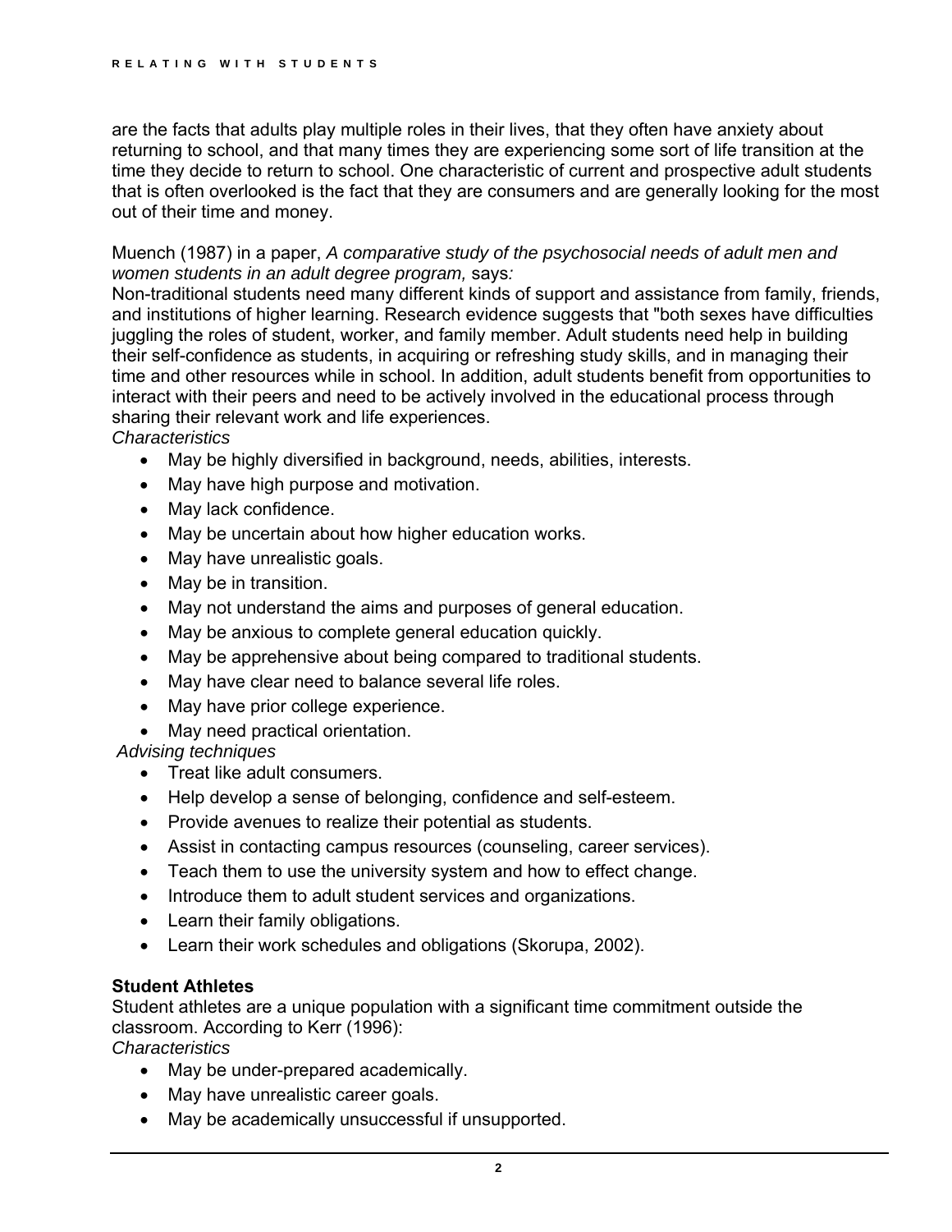are the facts that adults play multiple roles in their lives, that they often have anxiety about returning to school, and that many times they are experiencing some sort of life transition at the time they decide to return to school. One characteristic of current and prospective adult students that is often overlooked is the fact that they are consumers and are generally looking for the most out of their time and money.

Muench (1987) in a paper, *A comparative study of the psychosocial needs of adult men and women students in an adult degree program,* says:

Non-traditional students need many different kinds of support and assistance from family, friends, and institutions of higher learning. Research evidence suggests that "both sexes have difficulties juggling the roles of student, worker, and family member. Adult students need help in building their self-confidence as students, in acquiring or refreshing study skills, and in managing their time and other resources while in school. In addition, adult students benefit from opportunities to interact with their peers and need to be actively involved in the educational process through sharing their relevant work and life experiences.

*Characteristics*

- May be highly diversified in background, needs, abilities, interests.
- May have high purpose and motivation.
- May lack confidence.
- May be uncertain about how higher education works.
- May have unrealistic goals.
- May be in transition.
- May not understand the aims and purposes of general education.
- May be anxious to complete general education quickly.
- May be apprehensive about being compared to traditional students.
- May have clear need to balance several life roles.
- May have prior college experience.
- May need practical orientation.

*Advising techniques*

- Treat like adult consumers.
- Help develop a sense of belonging, confidence and self-esteem.
- Provide avenues to realize their potential as students.
- Assist in contacting campus resources (counseling, career services).
- Teach them to use the university system and how to effect change.
- Introduce them to adult student services and organizations.
- Learn their family obligations.
- Learn their work schedules and obligations (Skorupa, 2002).

**Student Athletes**

Student athletes are a unique population with a significant time commitment outside the classroom. According to Kerr (1996):

*Characteristics*

- May be under-prepared academically.
- May have unrealistic career goals.
- May be academically unsuccessful if unsupported.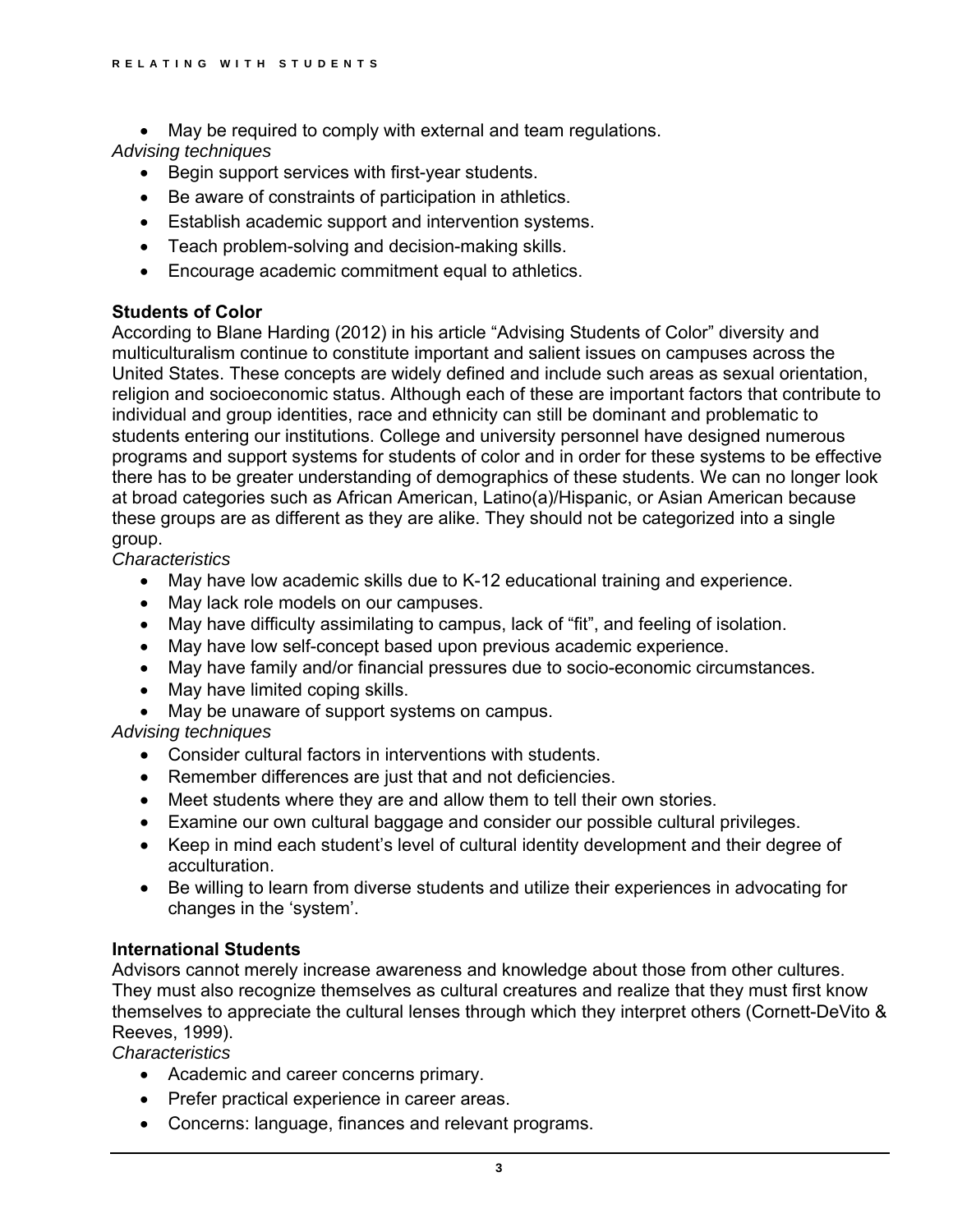- May be required to comply with external and team regulations.

*Advising techniques*

- Begin support services with first-year students.
- Be aware of constraints of participation in athletics.
- Establish academic support and intervention systems.
- Teach problem-solving and decision-making skills.
- Encourage academic commitment equal to athletics.

**Students of Color**

According to Blane Harding (2012) in his article "Advising Students of Color" diversity and multiculturalism continue to constitute important and salient issues on campuses across the United States. These concepts are widely defined and include such areas as sexual orientation, religion and socioeconomic status. Although each of these are important factors that contribute to individual and group identities, race and ethnicity can still be dominant and problematic to students entering our institutions. College and university personnel have designed numerous programs and support systems for students of color and in order for these systems to be effective there has to be greater understanding of demographics of these students. We can no longer look at broad categories such as African American, Latino(a)/Hispanic, or Asian American because these groups are as different as they are alike. They should not be categorized into a single group.

*Characteristics*

- May have low academic skills due to K-12 educational training and experience.
- May lack role models on our campuses.
- May have difficulty assimilating to campus, lack of "fit", and feeling of isolation.
- May have low self-concept based upon previous academic experience.
- May have family and/or financial pressures due to socio-economic circumstances.
- May have limited coping skills.
- May be unaware of support systems on campus.

*Advising techniques*

- Consider cultural factors in interventions with students.
- Remember differences are just that and not deficiencies.
- Meet students where they are and allow them to tell their own stories.
- Examine our own cultural baggage and consider our possible cultural privileges.
- Keep in mind each student's level of cultural identity development and their degree of acculturation.
- Be willing to learn from diverse students and utilize their experiences in advocating for changes in the 'system'.

**International Students**

Advisors cannot merely increase awareness and knowledge about those from other cultures. They must also recognize themselves as cultural creatures and realize that they must first know themselves to appreciate the cultural lenses through which they interpret others (Cornett-DeVito & Reeves, 1999).

*Characteristics*

- Academic and career concerns primary.
- Prefer practical experience in career areas.
- Concerns: language, finances and relevant programs.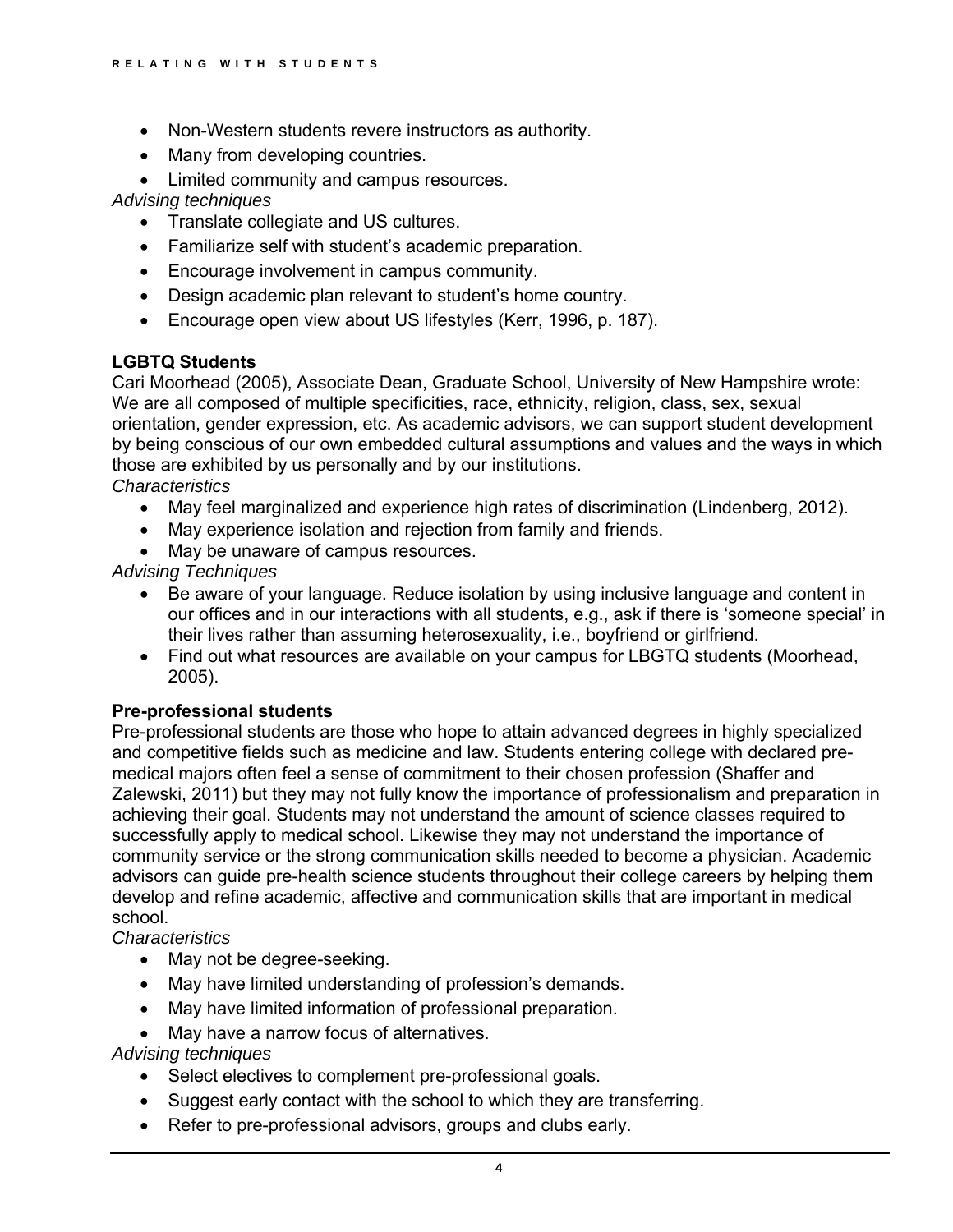- Non-Western students revere instructors as authority.
- Many from developing countries.
- Limited community and campus resources.

*Advising techniques*

- Translate collegiate and US cultures.
- Familiarize self with student's academic preparation.
- Encourage involvement in campus community.
- Design academic plan relevant to student's home country.
- Encourage open view about US lifestyles (Kerr, 1996, p. 187).

**LGBTQ Students**

Cari Moorhead (2005), Associate Dean, Graduate School, University of New Hampshire wrote: We are all composed of multiple specificities, race, ethnicity, religion, class, sex, sexual orientation, gender expression, etc. As academic advisors, we can support student development by being conscious of our own embedded cultural assumptions and values and the ways in which those are exhibited by us personally and by our institutions.

*Characteristics*

- May feel marginalized and experience high rates of discrimination (Lindenberg, 2012).
- May experience isolation and rejection from family and friends.
- May be unaware of campus resources.

*Advising Techniques*

- Be aware of your language. Reduce isolation by using inclusive language and content in our offices and in our interactions with all students, e.g., ask if there is 'someone special' in their lives rather than assuming heterosexuality, i.e., boyfriend or girlfriend.
- Find out what resources are available on your campus for LBGTQ students (Moorhead, 2005).

**Pre-professional students**

Pre-professional students are those who hope to attain advanced degrees in highly specialized and competitive fields such as medicine and law. Students entering college with declared pre-medical majors often feel a sense of commitment to their chosen profession (Shaffer and Zalewski, 2011) but they may not fully know the importance of professionalism and preparation in achieving their goal. Students may not understand the amount of science classes required to successfully apply to medical school. Likewise they may not understand the importance of community service or the strong communication skills needed to become a physician. Academic advisors can guide pre-health science students throughout their college careers by helping them develop and refine academic, affective and communication skills that are important in medical school.

*Characteristics*

- May not be degree-seeking.
- May have limited understanding of profession's demands.
- May have limited information of professional preparation.
- May have a narrow focus of alternatives.

*Advising techniques*

- Select electives to complement pre-professional goals.
- Suggest early contact with the school to which they are transferring.
- Refer to pre-professional advisors, groups and clubs early.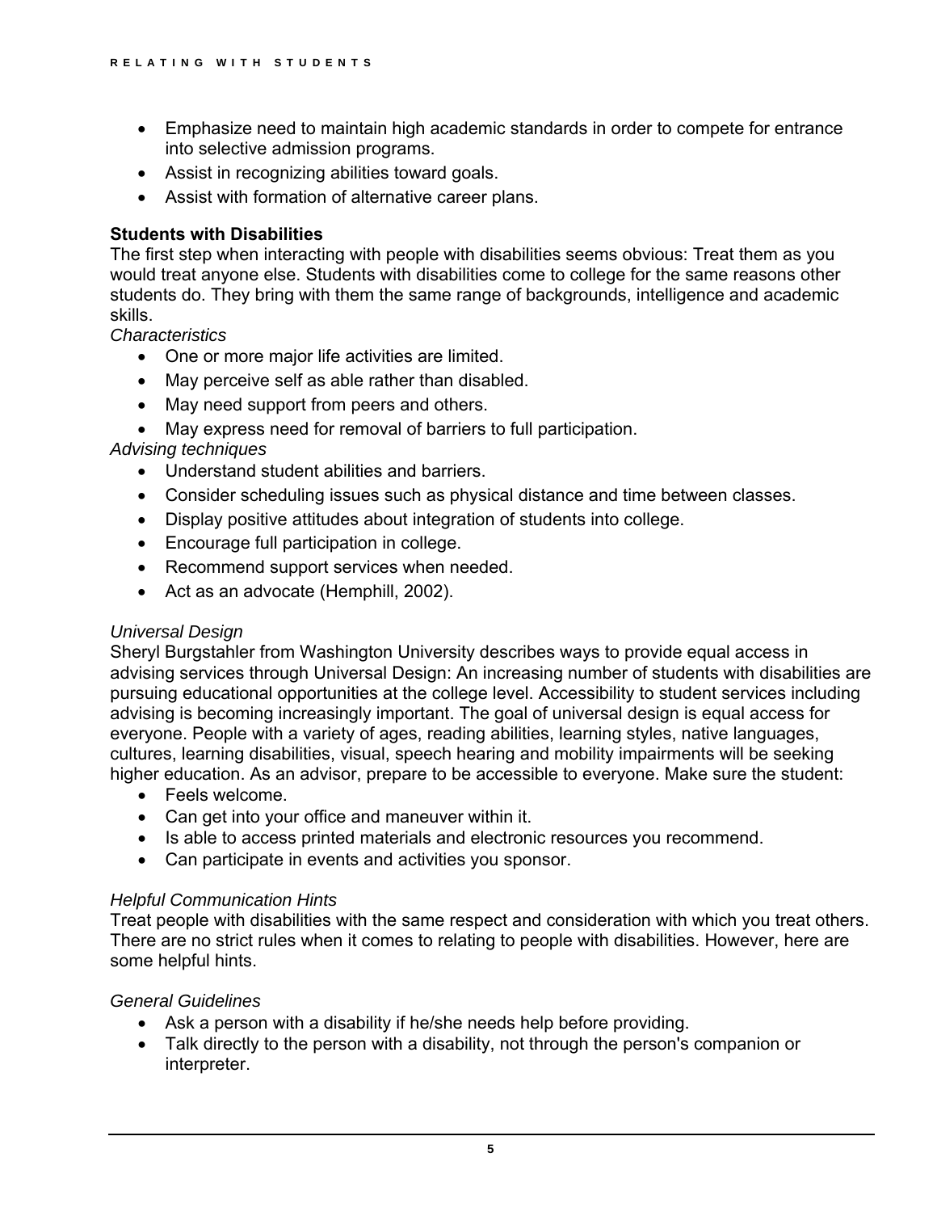- Emphasize need to maintain high academic standards in order to compete for entrance into selective admission programs.
- Assist in recognizing abilities toward goals.
- Assist with formation of alternative career plans.

**Students with Disabilities**

The first step when interacting with people with disabilities seems obvious: Treat them as you would treat anyone else. Students with disabilities come to college for the same reasons other students do. They bring with them the same range of backgrounds, intelligence and academic skills.

*Characteristics*

- One or more major life activities are limited.
- May perceive self as able rather than disabled.
- May need support from peers and others.
- May express need for removal of barriers to full participation.

*Advising techniques*

- Understand student abilities and barriers.
- Consider scheduling issues such as physical distance and time between classes.
- Display positive attitudes about integration of students into college.
- Encourage full participation in college.
- Recommend support services when needed.
- Act as an advocate (Hemphill, 2002).

*Universal Design*

Sheryl Burgstahler from Washington University describes ways to provide equal access in advising services through Universal Design: An increasing number of students with disabilities are pursuing educational opportunities at the college level. Accessibility to student services including advising is becoming increasingly important. The goal of universal design is equal access for everyone. People with a variety of ages, reading abilities, learning styles, native languages, cultures, learning disabilities, visual, speech hearing and mobility impairments will be seeking higher education. As an advisor, prepare to be accessible to everyone. Make sure the student:

- Feels welcome.
- Can get into your office and maneuver within it.
- Is able to access printed materials and electronic resources you recommend.
- Can participate in events and activities you sponsor.

*Helpful Communication Hints*

Treat people with disabilities with the same respect and consideration with which you treat others. There are no strict rules when it comes to relating to people with disabilities. However, here are some helpful hints.

*General Guidelines*

- Ask a person with a disability if he/she needs help before providing.
- Talk directly to the person with a disability, not through the person's companion or interpreter.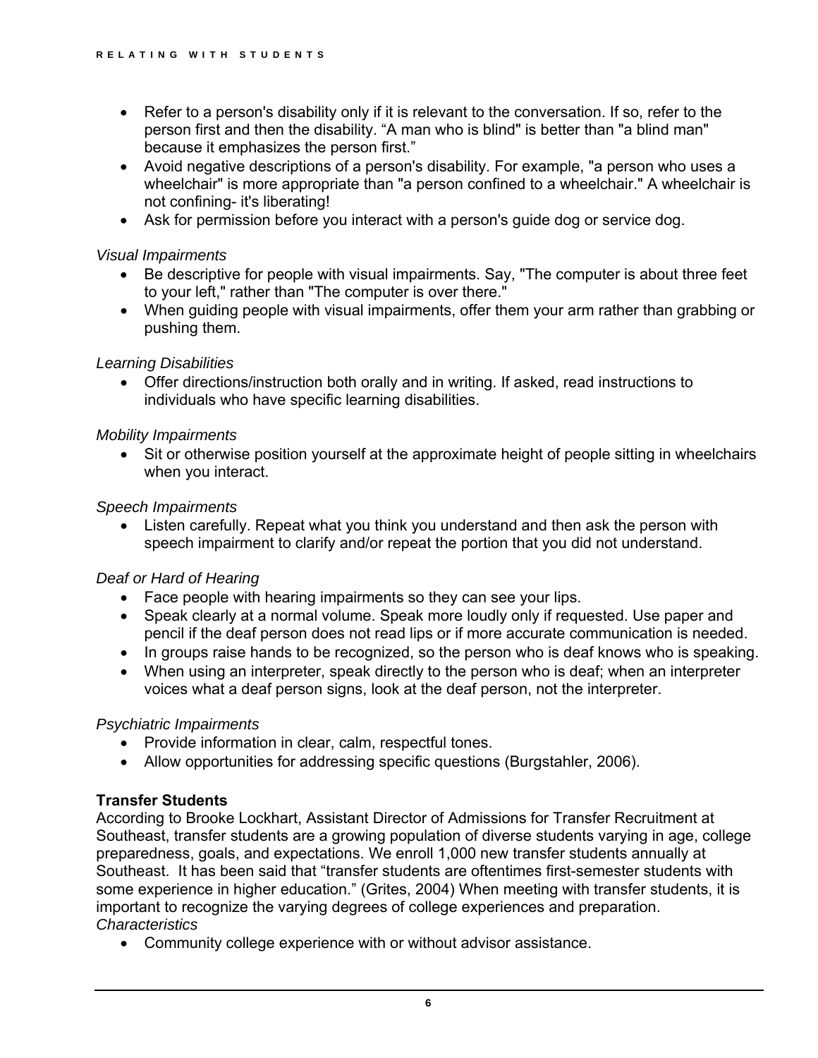- Refer to a person's disability only if it is relevant to the conversation. If so, refer to the person first and then the disability. “A man who is blind" is better than "a blind man" because it emphasizes the person first.”
- Avoid negative descriptions of a person's disability. For example, "a person who uses a wheelchair" is more appropriate than "a person confined to a wheelchair." A wheelchair is not confining- it's liberating!
- Ask for permission before you interact with a person's guide dog or service dog.

*Visual Impairments*

- Be descriptive for people with visual impairments. Say, "The computer is about three feet to your left," rather than "The computer is over there."
- When guiding people with visual impairments, offer them your arm rather than grabbing or pushing them.

*Learning Disabilities*

- Offer directions/instruction both orally and in writing. If asked, read instructions to individuals who have specific learning disabilities.

*Mobility Impairments*

- Sit or otherwise position yourself at the approximate height of people sitting in wheelchairs when you interact.

*Speech Impairments*

- Listen carefully. Repeat what you think you understand and then ask the person with speech impairment to clarify and/or repeat the portion that you did not understand.

*Deaf or Hard of Hearing*

- Face people with hearing impairments so they can see your lips.
- Speak clearly at a normal volume. Speak more loudly only if requested. Use paper and pencil if the deaf person does not read lips or if more accurate communication is needed.
- In groups raise hands to be recognized, so the person who is deaf knows who is speaking.
- When using an interpreter, speak directly to the person who is deaf; when an interpreter voices what a deaf person signs, look at the deaf person, not the interpreter.

*Psychiatric Impairments*

- Provide information in clear, calm, respectful tones.
- Allow opportunities for addressing specific questions (Burgstahler, 2006).

**Transfer Students**

According to Brooke Lockhart, Assistant Director of Admissions for Transfer Recruitment at Southeast, transfer students are a growing population of diverse students varying in age, college preparedness, goals, and expectations. We enroll 1,000 new transfer students annually at Southeast. It has been said that “transfer students are oftentimes first-semester students with some experience in higher education.” (Grites, 2004) When meeting with transfer students, it is important to recognize the varying degrees of college experiences and preparation.

*Characteristics*

- Community college experience with or without advisor assistance.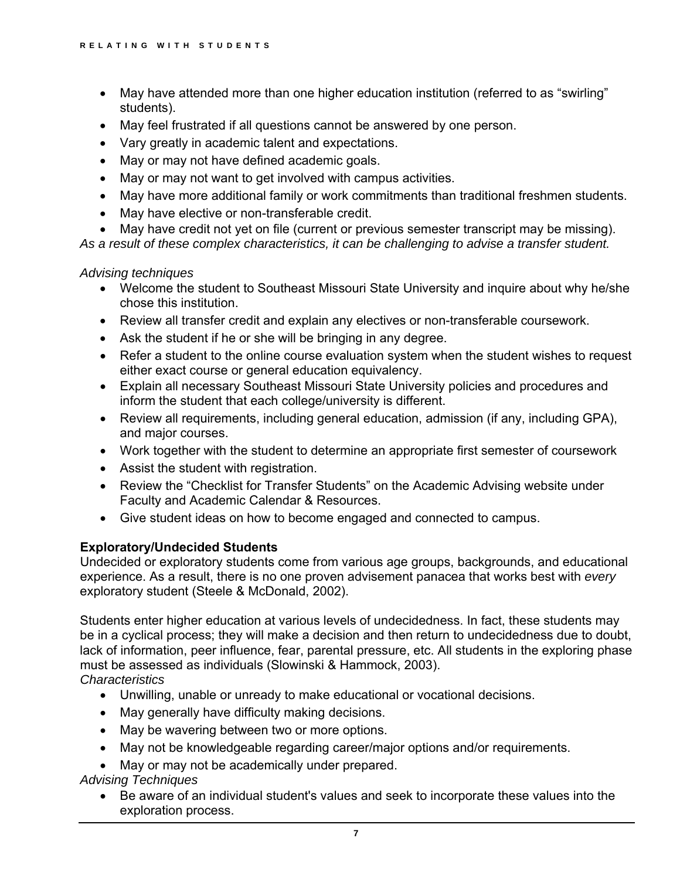- May have attended more than one higher education institution (referred to as "swirling" students).
- May feel frustrated if all questions cannot be answered by one person.
- Vary greatly in academic talent and expectations.
- May or may not have defined academic goals.
- May or may not want to get involved with campus activities.
- May have more additional family or work commitments than traditional freshmen students.
- May have elective or non-transferable credit.
- May have credit not yet on file (current or previous semester transcript may be missing).

*As a result of these complex characteristics, it can be challenging to advise a transfer student.*

*Advising techniques*

- Welcome the student to Southeast Missouri State University and inquire about why he/she chose this institution.
- Review all transfer credit and explain any electives or non-transferable coursework.
- Ask the student if he or she will be bringing in any degree.
- Refer a student to the online course evaluation system when the student wishes to request either exact course or general education equivalency.
- Explain all necessary Southeast Missouri State University policies and procedures and inform the student that each college/university is different.
- Review all requirements, including general education, admission (if any, including GPA), and major courses.
- Work together with the student to determine an appropriate first semester of coursework
- Assist the student with registration.
- Review the "Checklist for Transfer Students" on the Academic Advising website under Faculty and Academic Calendar & Resources.
- Give student ideas on how to become engaged and connected to campus.

**Exploratory/Undecided Students**

Undecided or exploratory students come from various age groups, backgrounds, and educational experience. As a result, there is no one proven advisement panacea that works best with *every* exploratory student (Steele & McDonald, 2002).

Students enter higher education at various levels of undecidedness. In fact, these students may be in a cyclical process; they will make a decision and then return to undecidedness due to doubt, lack of information, peer influence, fear, parental pressure, etc. All students in the exploring phase must be assessed as individuals (Slowinski & Hammock, 2003).

*Characteristics*

- Unwilling, unable or unready to make educational or vocational decisions.
- May generally have difficulty making decisions.
- May be wavering between two or more options.
- May not be knowledgeable regarding career/major options and/or requirements.
- May or may not be academically under prepared.

*Advising Techniques*

- Be aware of an individual student's values and seek to incorporate these values into the exploration process.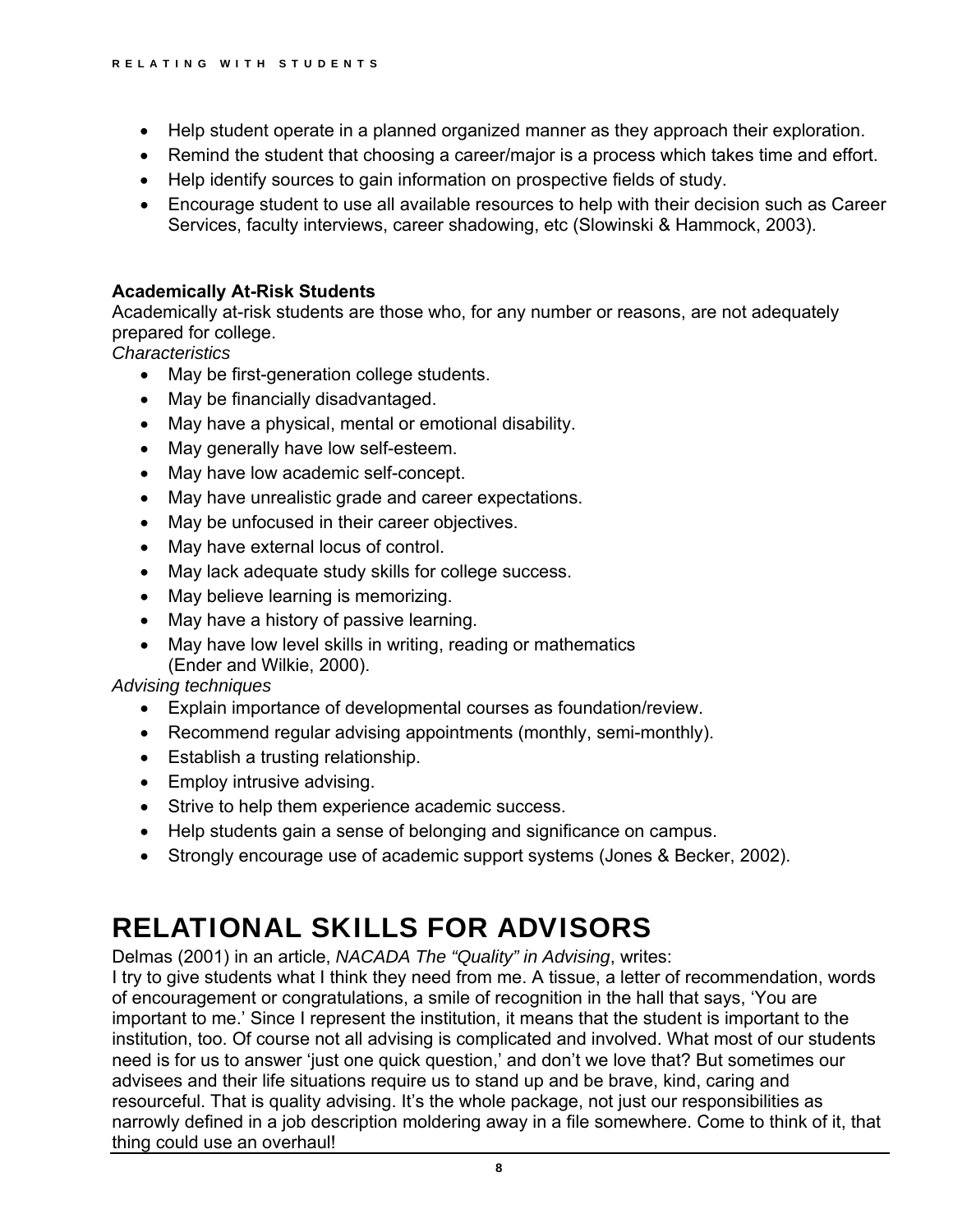- Help student operate in a planned organized manner as they approach their exploration.
- Remind the student that choosing a career/major is a process which takes time and effort.
- Help identify sources to gain information on prospective fields of study.
- Encourage student to use all available resources to help with their decision such as Career Services, faculty interviews, career shadowing, etc (Slowinski & Hammock, 2003).

**Academically At-Risk Students**

Academically at-risk students are those who, for any number or reasons, are not adequately prepared for college.

*Characteristics*

- May be first-generation college students.
- May be financially disadvantaged.
- May have a physical, mental or emotional disability.
- May generally have low self-esteem.
- May have low academic self-concept.
- May have unrealistic grade and career expectations.
- May be unfocused in their career objectives.
- May have external locus of control.
- May lack adequate study skills for college success.
- May believe learning is memorizing.
- May have a history of passive learning.
- May have low level skills in writing, reading or mathematics (Ender and Wilkie, 2000).

*Advising techniques*

- Explain importance of developmental courses as foundation/review.
- Recommend regular advising appointments (monthly, semi-monthly).
- Establish a trusting relationship.
- Employ intrusive advising.
- Strive to help them experience academic success.
- Help students gain a sense of belonging and significance on campus.
- Strongly encourage use of academic support systems (Jones & Becker, 2002).

# RELATIONAL SKILLS FOR ADVISORS

Delmas (2001) in an article, *NACADA The "Quality" in Advising*, writes:

I try to give students what I think they need from me. A tissue, a letter of recommendation, words of encouragement or congratulations, a smile of recognition in the hall that says, 'You are important to me.' Since I represent the institution, it means that the student is important to the institution, too. Of course not all advising is complicated and involved. What most of our students need is for us to answer 'just one quick question,' and don't we love that? But sometimes our advisees and their life situations require us to stand up and be brave, kind, caring and resourceful. That is quality advising. It's the whole package, not just our responsibilities as narrowly defined in a job description moldering away in a file somewhere. Come to think of it, that thing could use an overhaul!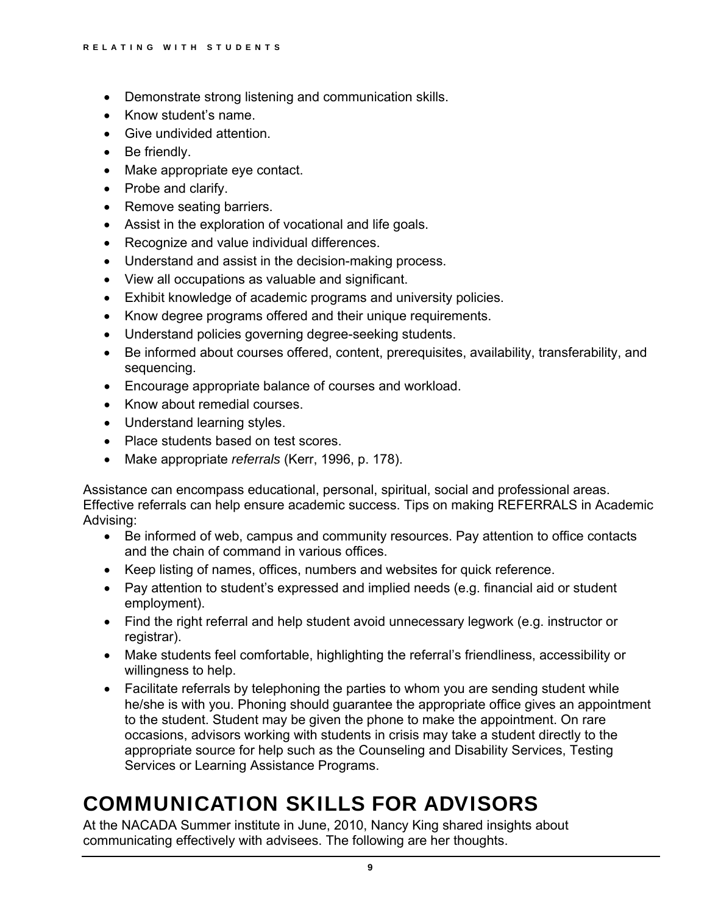- Demonstrate strong listening and communication skills.
- Know student's name.
- Give undivided attention.
- Be friendly.
- Make appropriate eye contact.
- Probe and clarify.
- Remove seating barriers.
- Assist in the exploration of vocational and life goals.
- Recognize and value individual differences.
- Understand and assist in the decision-making process.
- View all occupations as valuable and significant.
- Exhibit knowledge of academic programs and university policies.
- Know degree programs offered and their unique requirements.
- Understand policies governing degree-seeking students.
- Be informed about courses offered, content, prerequisites, availability, transferability, and sequencing.
- Encourage appropriate balance of courses and workload.
- Know about remedial courses.
- Understand learning styles.
- Place students based on test scores.
- Make appropriate *referrals* (Kerr, 1996, p. 178).

Assistance can encompass educational, personal, spiritual, social and professional areas. Effective referrals can help ensure academic success. Tips on making REFERRALS in Academic Advising:

- Be informed of web, campus and community resources. Pay attention to office contacts and the chain of command in various offices.
- Keep listing of names, offices, numbers and websites for quick reference.
- Pay attention to student's expressed and implied needs (e.g. financial aid or student employment).
- Find the right referral and help student avoid unnecessary legwork (e.g. instructor or registrar).
- Make students feel comfortable, highlighting the referral's friendliness, accessibility or willingness to help.
- Facilitate referrals by telephoning the parties to whom you are sending student while he/she is with you. Phoning should guarantee the appropriate office gives an appointment to the student. Student may be given the phone to make the appointment. On rare occasions, advisors working with students in crisis may take a student directly to the appropriate source for help such as the Counseling and Disability Services, Testing Services or Learning Assistance Programs.

# COMMUNICATION SKILLS FOR ADVISORS

At the NACADA Summer institute in June, 2010, Nancy King shared insights about communicating effectively with advisees. The following are her thoughts.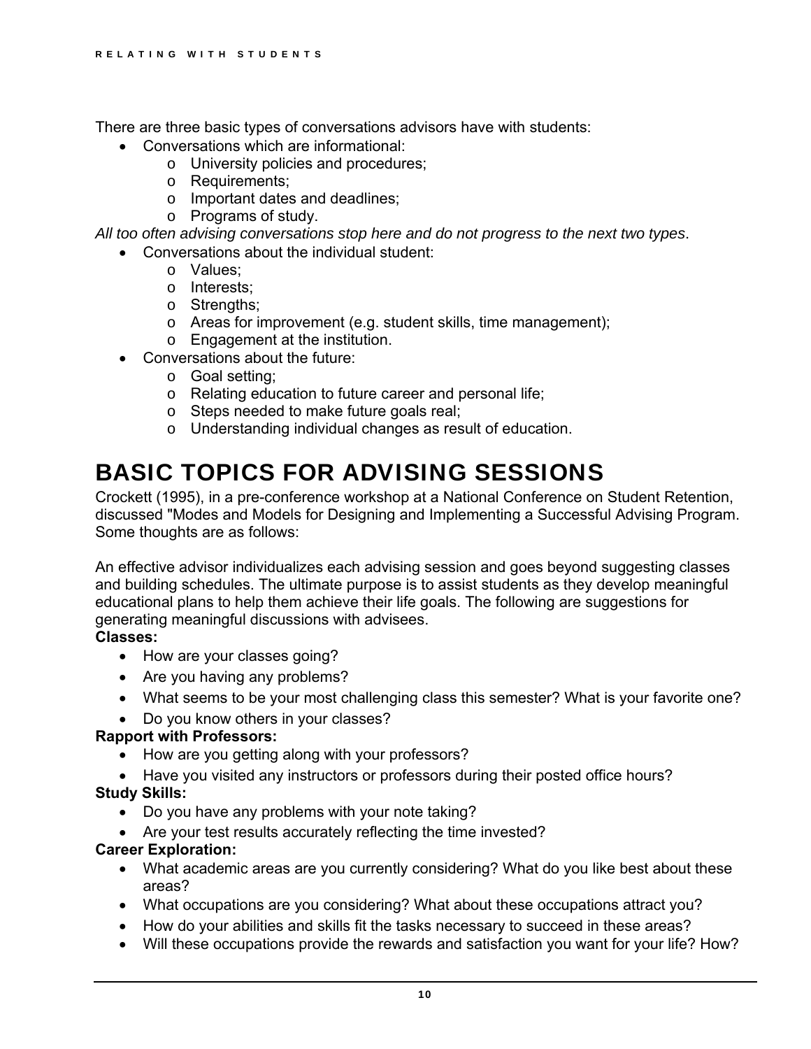There are three basic types of conversations advisors have with students:

- Conversations which are informational:
    - University policies and procedures;
    - Requirements;
    - Important dates and deadlines;
    - Programs of study.

*All too often advising conversations stop here and do not progress to the next two types*.

- Conversations about the individual student:
    - Values;
    - Interests;
    - Strengths;
    - Areas for improvement (e.g. student skills, time management);
    - Engagement at the institution.
- Conversations about the future:
    - Goal setting;
    - Relating education to future career and personal life;
    - Steps needed to make future goals real;
    - Understanding individual changes as result of education.

# BASIC TOPICS FOR ADVISING SESSIONS

Crockett (1995), in a pre-conference workshop at a National Conference on Student Retention, discussed "Modes and Models for Designing and Implementing a Successful Advising Program. Some thoughts are as follows:

An effective advisor individualizes each advising session and goes beyond suggesting classes and building schedules. The ultimate purpose is to assist students as they develop meaningful educational plans to help them achieve their life goals. The following are suggestions for generating meaningful discussions with advisees.

**Classes:**

- How are your classes going?
- Are you having any problems?
- What seems to be your most challenging class this semester? What is your favorite one?
- Do you know others in your classes?

**Rapport with Professors:**

- How are you getting along with your professors?
- Have you visited any instructors or professors during their posted office hours?

**Study Skills:**

- Do you have any problems with your note taking?
- Are your test results accurately reflecting the time invested?

**Career Exploration:**

- What academic areas are you currently considering? What do you like best about these areas?
- What occupations are you considering? What about these occupations attract you?
- How do your abilities and skills fit the tasks necessary to succeed in these areas?
- Will these occupations provide the rewards and satisfaction you want for your life? How?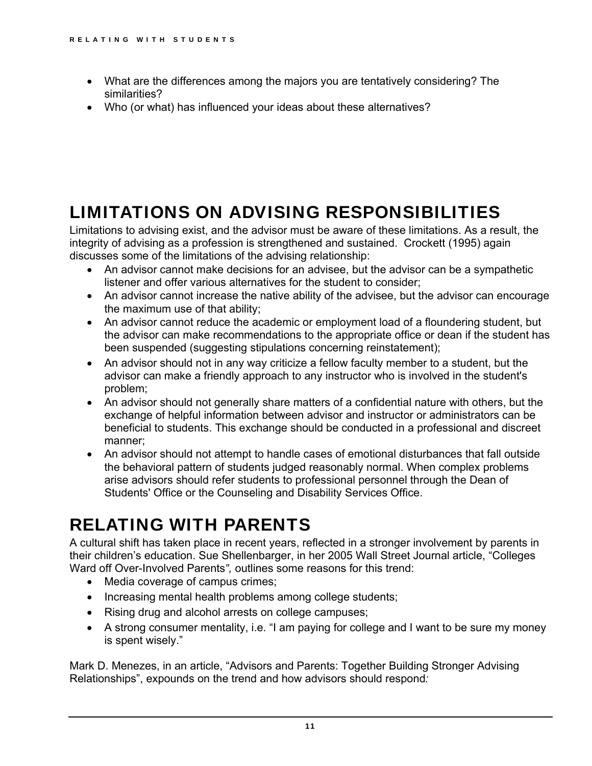- What are the differences among the majors you are tentatively considering? The similarities?
- Who (or what) has influenced your ideas about these alternatives?

# LIMITATIONS ON ADVISING RESPONSIBILITIES

Limitations to advising exist, and the advisor must be aware of these limitations. As a result, the integrity of advising as a profession is strengthened and sustained. Crockett (1995) again discusses some of the limitations of the advising relationship:

- An advisor cannot make decisions for an advisee, but the advisor can be a sympathetic listener and offer various alternatives for the student to consider;
- An advisor cannot increase the native ability of the advisee, but the advisor can encourage the maximum use of that ability;
- An advisor cannot reduce the academic or employment load of a floundering student, but the advisor can make recommendations to the appropriate office or dean if the student has been suspended (suggesting stipulations concerning reinstatement);
- An advisor should not in any way criticize a fellow faculty member to a student, but the advisor can make a friendly approach to any instructor who is involved in the student's problem;
- An advisor should not generally share matters of a confidential nature with others, but the exchange of helpful information between advisor and instructor or administrators can be beneficial to students. This exchange should be conducted in a professional and discreet manner;
- An advisor should not attempt to handle cases of emotional disturbances that fall outside the behavioral pattern of students judged reasonably normal. When complex problems arise advisors should refer students to professional personnel through the Dean of Students' Office or the Counseling and Disability Services Office.

# RELATING WITH PARENTS

A cultural shift has taken place in recent years, reflected in a stronger involvement by parents in their children's education. Sue Shellenbarger, in her 2005 Wall Street Journal article, "Colleges Ward off Over-Involved Parents*",* outlines some reasons for this trend:

- Media coverage of campus crimes;
- Increasing mental health problems among college students;
- Rising drug and alcohol arrests on college campuses;
- A strong consumer mentality, i.e. "I am paying for college and I want to be sure my money is spent wisely."

Mark D. Menezes, in an article, "Advisors and Parents: Together Building Stronger Advising Relationships", expounds on the trend and how advisors should respond*:*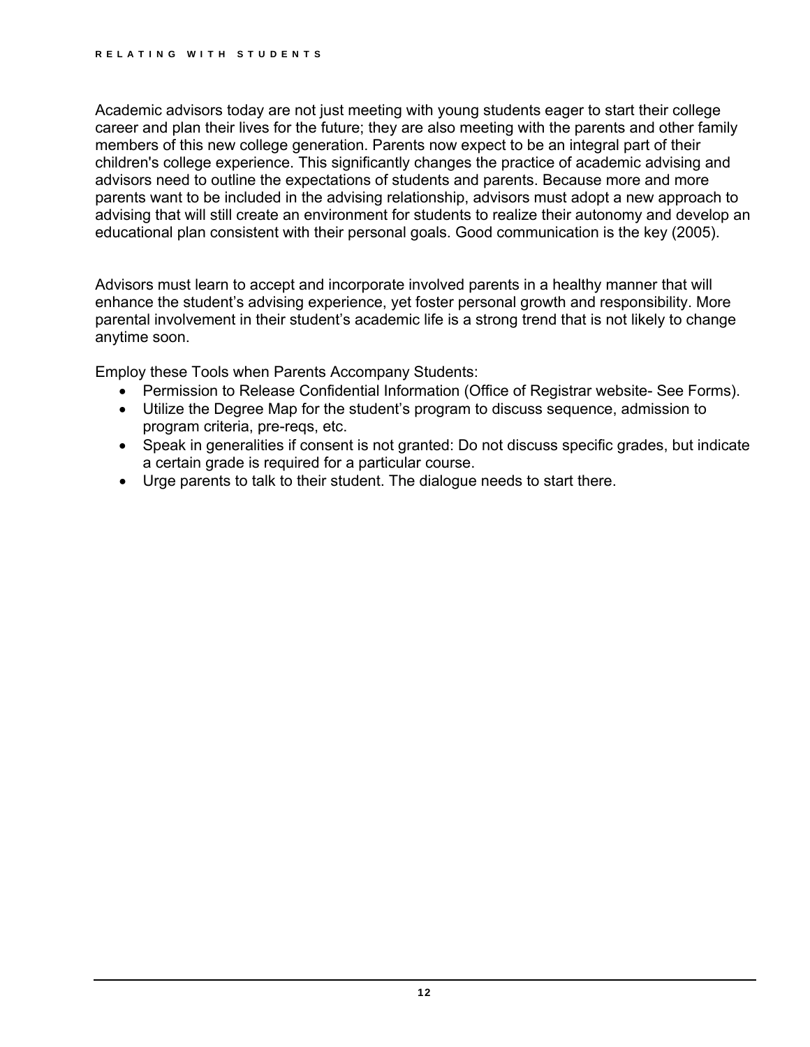Academic advisors today are not just meeting with young students eager to start their college career and plan their lives for the future; they are also meeting with the parents and other family members of this new college generation. Parents now expect to be an integral part of their children's college experience. This significantly changes the practice of academic advising and advisors need to outline the expectations of students and parents. Because more and more parents want to be included in the advising relationship, advisors must adopt a new approach to advising that will still create an environment for students to realize their autonomy and develop an educational plan consistent with their personal goals. Good communication is the key (2005).

Advisors must learn to accept and incorporate involved parents in a healthy manner that will enhance the student's advising experience, yet foster personal growth and responsibility. More parental involvement in their student's academic life is a strong trend that is not likely to change anytime soon.

Employ these Tools when Parents Accompany Students:

- Permission to Release Confidential Information (Office of Registrar website- See Forms).
- Utilize the Degree Map for the student's program to discuss sequence, admission to program criteria, pre-reqs, etc.
- Speak in generalities if consent is not granted: Do not discuss specific grades, but indicate a certain grade is required for a particular course.
- Urge parents to talk to their student. The dialogue needs to start there.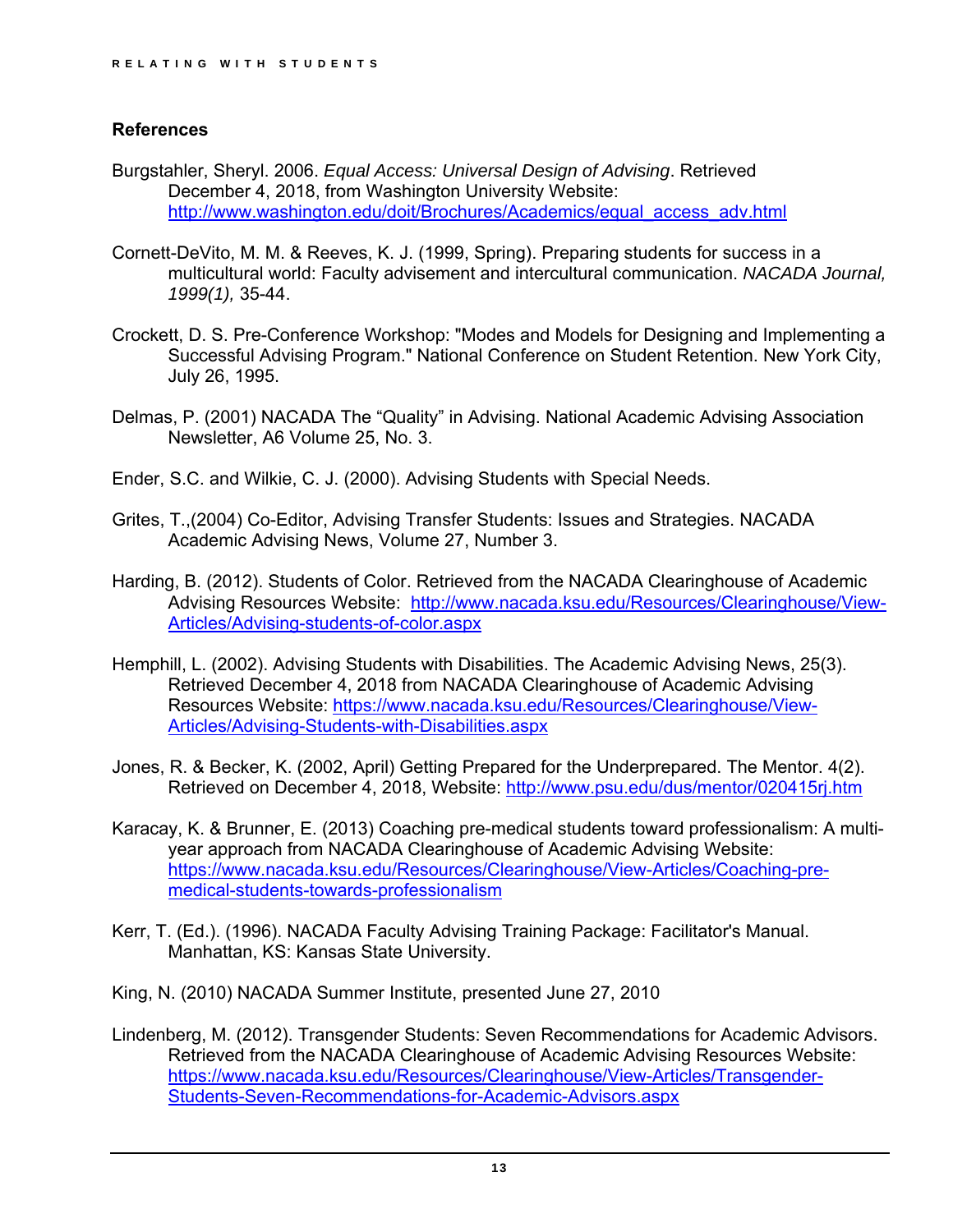## References

Burgstahler, Sheryl. 2006. *Equal Access: Universal Design of Advising*. Retrieved December 4, 2018, from Washington University Website: http://www.washington.edu/doit/Brochures/Academics/equal_access_adv.html

Cornett-DeVito, M. M. & Reeves, K. J. (1999, Spring). Preparing students for success in a multicultural world: Faculty advisement and intercultural communication. *NACADA Journal, 1999(1),* 35-44.

Crockett, D. S. Pre-Conference Workshop: "Modes and Models for Designing and Implementing a Successful Advising Program." National Conference on Student Retention. New York City, July 26, 1995.

Delmas, P. (2001) NACADA The "Quality" in Advising. National Academic Advising Association Newsletter, A6 Volume 25, No. 3.

Ender, S.C. and Wilkie, C. J. (2000). Advising Students with Special Needs.

Grites, T.,(2004) Co-Editor, Advising Transfer Students: Issues and Strategies. NACADA Academic Advising News, Volume 27, Number 3.

Harding, B. (2012). Students of Color. Retrieved from the NACADA Clearinghouse of Academic Advising Resources Website: http://www.nacada.ksu.edu/Resources/Clearinghouse/View-Articles/Advising-students-of-color.aspx

Hemphill, L. (2002). Advising Students with Disabilities. The Academic Advising News, 25(3). Retrieved December 4, 2018 from NACADA Clearinghouse of Academic Advising Resources Website: https://www.nacada.ksu.edu/Resources/Clearinghouse/View-Articles/Advising-Students-with-Disabilities.aspx

Jones, R. & Becker, K. (2002, April) Getting Prepared for the Underprepared. The Mentor. 4(2). Retrieved on December 4, 2018, Website: http://www.psu.edu/dus/mentor/020415rj.htm

Karacay, K. & Brunner, E. (2013) Coaching pre-medical students toward professionalism: A multi-year approach from NACADA Clearinghouse of Academic Advising Website: https://www.nacada.ksu.edu/Resources/Clearinghouse/View-Articles/Coaching-pre-medical-students-towards-professionalism

Kerr, T. (Ed.). (1996). NACADA Faculty Advising Training Package: Facilitator's Manual. Manhattan, KS: Kansas State University.

King, N. (2010) NACADA Summer Institute, presented June 27, 2010

Lindenberg, M. (2012). Transgender Students: Seven Recommendations for Academic Advisors. Retrieved from the NACADA Clearinghouse of Academic Advising Resources Website: https://www.nacada.ksu.edu/Resources/Clearinghouse/View-Articles/Transgender-Students-Seven-Recommendations-for-Academic-Advisors.aspx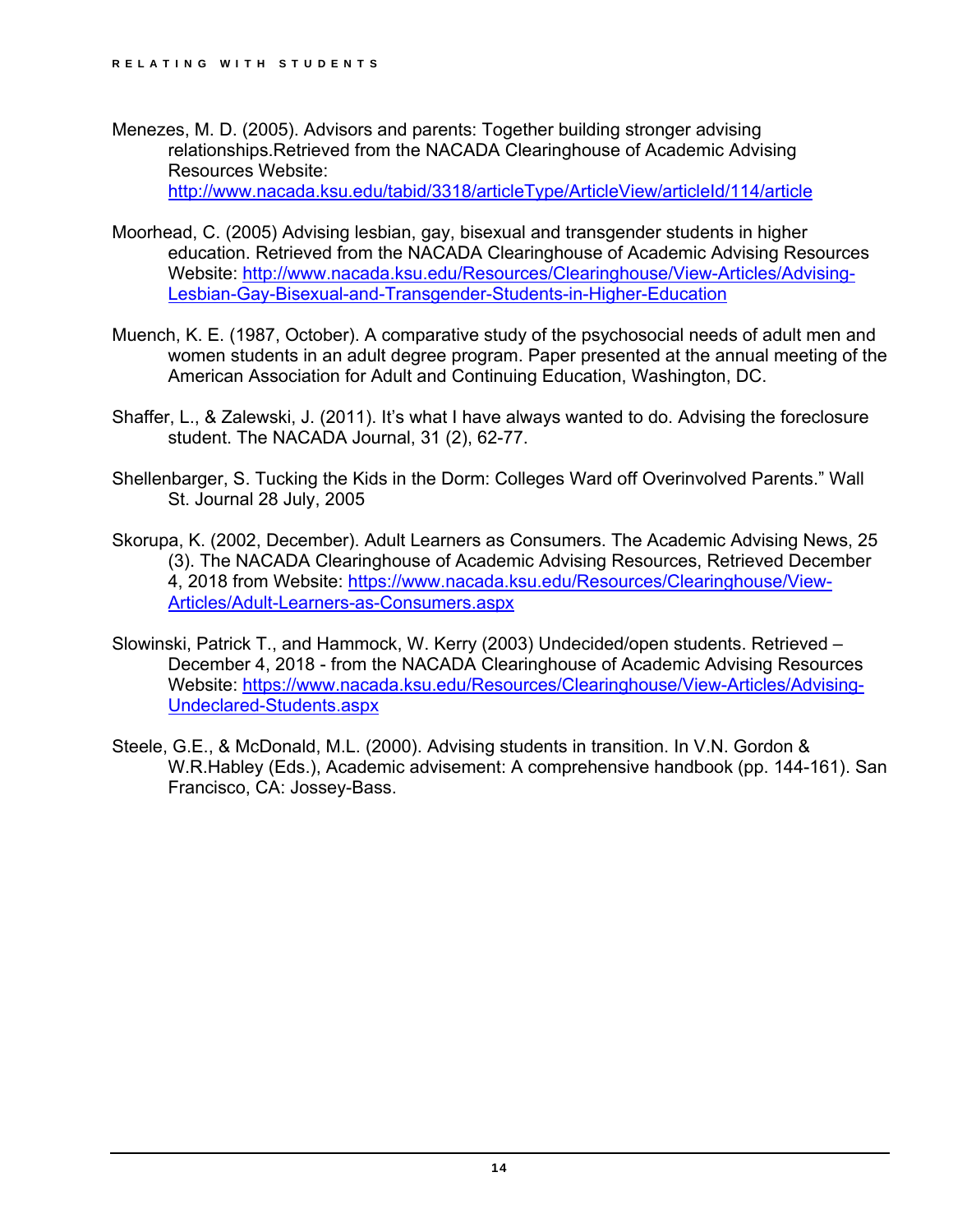Menezes, M. D. (2005). Advisors and parents: Together building stronger advising relationships.Retrieved from the NACADA Clearinghouse of Academic Advising Resources Website: http://www.nacada.ksu.edu/tabid/3318/articleType/ArticleView/articleId/114/article

Moorhead, C. (2005) Advising lesbian, gay, bisexual and transgender students in higher education. Retrieved from the NACADA Clearinghouse of Academic Advising Resources Website: http://www.nacada.ksu.edu/Resources/Clearinghouse/View-Articles/Advising-Lesbian-Gay-Bisexual-and-Transgender-Students-in-Higher-Education

Muench, K. E. (1987, October). A comparative study of the psychosocial needs of adult men and women students in an adult degree program. Paper presented at the annual meeting of the American Association for Adult and Continuing Education, Washington, DC.

Shaffer, L., & Zalewski, J. (2011). It's what I have always wanted to do. Advising the foreclosure student. The NACADA Journal, 31 (2), 62-77.

Shellenbarger, S. Tucking the Kids in the Dorm: Colleges Ward off Overinvolved Parents." Wall St. Journal 28 July, 2005

Skorupa, K. (2002, December). Adult Learners as Consumers. The Academic Advising News, 25 (3). The NACADA Clearinghouse of Academic Advising Resources, Retrieved December 4, 2018 from Website: https://www.nacada.ksu.edu/Resources/Clearinghouse/View-Articles/Adult-Learners-as-Consumers.aspx

Slowinski, Patrick T., and Hammock, W. Kerry (2003) Undecided/open students. Retrieved – December 4, 2018 - from the NACADA Clearinghouse of Academic Advising Resources Website: https://www.nacada.ksu.edu/Resources/Clearinghouse/View-Articles/Advising-Undeclared-Students.aspx

Steele, G.E., & McDonald, M.L. (2000). Advising students in transition. In V.N. Gordon & W.R.Habley (Eds.), Academic advisement: A comprehensive handbook (pp. 144-161). San Francisco, CA: Jossey-Bass.